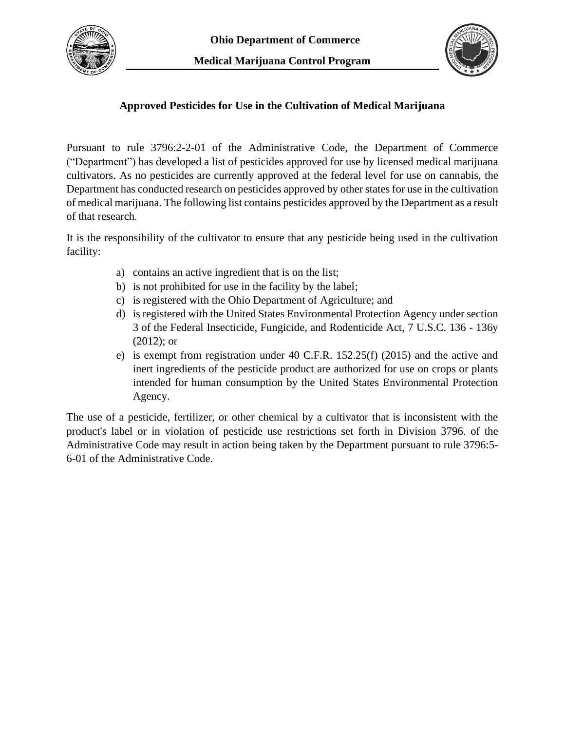**Ohio Department of Commerce**

**Medical Marijuana Control Program**

## Approved Pesticides for Use in the Cultivation of Medical Marijuana

Pursuant to rule 3796:2-2-01 of the Administrative Code, the Department of Commerce ("Department") has developed a list of pesticides approved for use by licensed medical marijuana cultivators. As no pesticides are currently approved at the federal level for use on cannabis, the Department has conducted research on pesticides approved by other states for use in the cultivation of medical marijuana. The following list contains pesticides approved by the Department as a result of that research.

It is the responsibility of the cultivator to ensure that any pesticide being used in the cultivation facility:

a) contains an active ingredient that is on the list;
b) is not prohibited for use in the facility by the label;
c) is registered with the Ohio Department of Agriculture; and
d) is registered with the United States Environmental Protection Agency under section 3 of the Federal Insecticide, Fungicide, and Rodenticide Act, 7 U.S.C. 136 - 136y (2012); or
e) is exempt from registration under 40 C.F.R. 152.25(f) (2015) and the active and inert ingredients of the pesticide product are authorized for use on crops or plants intended for human consumption by the United States Environmental Protection Agency.

The use of a pesticide, fertilizer, or other chemical by a cultivator that is inconsistent with the product's label or in violation of pesticide use restrictions set forth in Division 3796. of the Administrative Code may result in action being taken by the Department pursuant to rule 3796:5-6-01 of the Administrative Code.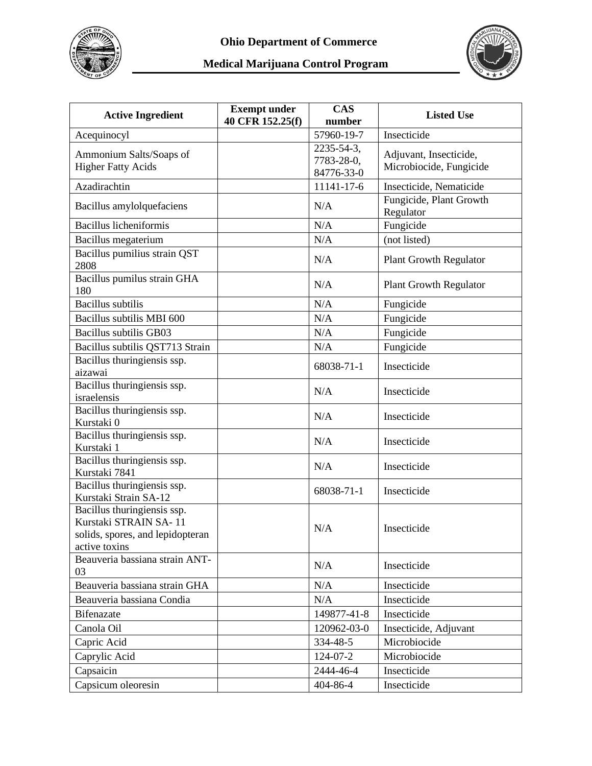| Active Ingredient | Exempt under 40 CFR 152.25(f) | CAS number | Listed Use |
|---|---|---|---|
| Acequinocyl | | 57960-19-7 | Insecticide |
| Ammonium Salts/Soaps of Higher Fatty Acids | | 2235-54-3, 7783-28-0, 84776-33-0 | Adjuvant, Insecticide, Microbiocide, Fungicide |
| Azadirachtin | | 11141-17-6 | Insecticide, Nematicide |
| Bacillus amylolquefaciens | | N/A | Fungicide, Plant Growth Regulator |
| Bacillus licheniformis | | N/A | Fungicide |
| Bacillus megaterium | | N/A | (not listed) |
| Bacillus pumilius strain QST 2808 | | N/A | Plant Growth Regulator |
| Bacillus pumilus strain GHA 180 | | N/A | Plant Growth Regulator |
| Bacillus subtilis | | N/A | Fungicide |
| Bacillus subtilis MBI 600 | | N/A | Fungicide |
| Bacillus subtilis GB03 | | N/A | Fungicide |
| Bacillus subtilis QST713 Strain | | N/A | Fungicide |
| Bacillus thuringiensis ssp. aizawai | | 68038-71-1 | Insecticide |
| Bacillus thuringiensis ssp. israelensis | | N/A | Insecticide |
| Bacillus thuringiensis ssp. Kurstaki 0 | | N/A | Insecticide |
| Bacillus thuringiensis ssp. Kurstaki 1 | | N/A | Insecticide |
| Bacillus thuringiensis ssp. Kurstaki 7841 | | N/A | Insecticide |
| Bacillus thuringiensis ssp. Kurstaki Strain SA-12 | | 68038-71-1 | Insecticide |
| Bacillus thuringiensis ssp. Kurstaki STRAIN SA- 11 solids, spores, and lepidopteran active toxins | | N/A | Insecticide |
| Beauveria bassiana strain ANT-03 | | N/A | Insecticide |
| Beauveria bassiana strain GHA | | N/A | Insecticide |
| Beauveria bassiana Condia | | N/A | Insecticide |
| Bifenazate | | 149877-41-8 | Insecticide |
| Canola Oil | | 120962-03-0 | Insecticide, Adjuvant |
| Capric Acid | | 334-48-5 | Microbiocide |
| Caprylic Acid | | 124-07-2 | Microbiocide |
| Capsaicin | | 2444-46-4 | Insecticide |
| Capsicum oleoresin | | 404-86-4 | Insecticide |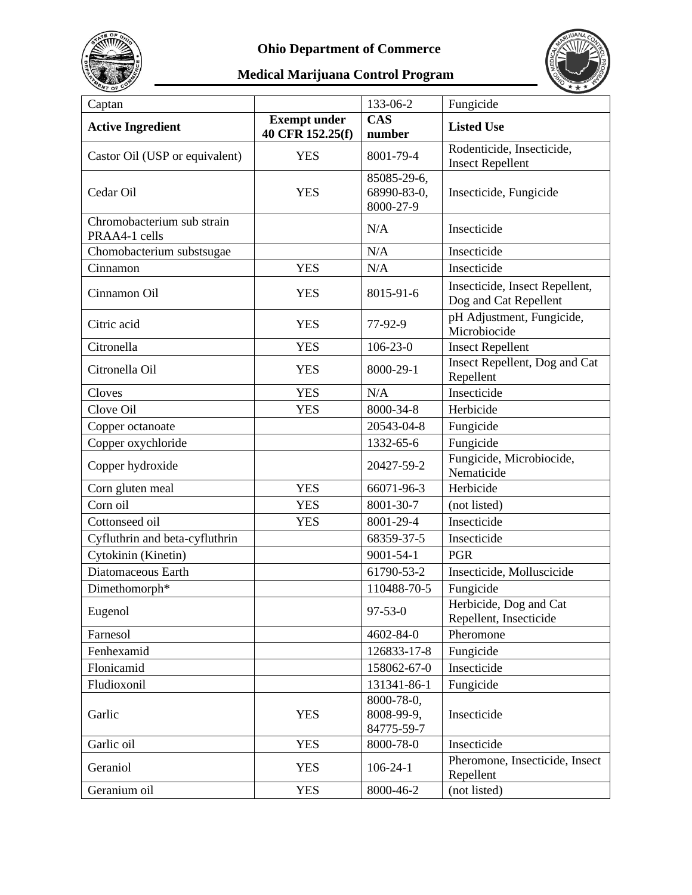| Captan | | 133-06-2 | Fungicide |
|---|---|---|---|
| **Active Ingredient** | **Exempt under 40 CFR 152.25(f)** | **CAS number** | **Listed Use** |
| Castor Oil (USP or equivalent) | YES | 8001-79-4 | Rodenticide, Insecticide, Insect Repellent |
| Cedar Oil | YES | 85085-29-6, 68990-83-0, 8000-27-9 | Insecticide, Fungicide |
| Chromobacterium sub strain PRAA4-1 cells | | N/A | Insecticide |
| Chomobacterium substsugae | | N/A | Insecticide |
| Cinnamon | YES | N/A | Insecticide |
| Cinnamon Oil | YES | 8015-91-6 | Insecticide, Insect Repellent, Dog and Cat Repellent |
| Citric acid | YES | 77-92-9 | pH Adjustment, Fungicide, Microbiocide |
| Citronella | YES | 106-23-0 | Insect Repellent |
| Citronella Oil | YES | 8000-29-1 | Insect Repellent, Dog and Cat Repellent |
| Cloves | YES | N/A | Insecticide |
| Clove Oil | YES | 8000-34-8 | Herbicide |
| Copper octanoate | | 20543-04-8 | Fungicide |
| Copper oxychloride | | 1332-65-6 | Fungicide |
| Copper hydroxide | | 20427-59-2 | Fungicide, Microbiocide, Nematicide |
| Corn gluten meal | YES | 66071-96-3 | Herbicide |
| Corn oil | YES | 8001-30-7 | (not listed) |
| Cottonseed oil | YES | 8001-29-4 | Insecticide |
| Cyfluthrin and beta-cyfluthrin | | 68359-37-5 | Insecticide |
| Cytokinin (Kinetin) | | 9001-54-1 | PGR |
| Diatomaceous Earth | | 61790-53-2 | Insecticide, Molluscicide |
| Dimethomorph* | | 110488-70-5 | Fungicide |
| Eugenol | | 97-53-0 | Herbicide, Dog and Cat Repellent, Insecticide |
| Farnesol | | 4602-84-0 | Pheromone |
| Fenhexamid | | 126833-17-8 | Fungicide |
| Flonicamid | | 158062-67-0 | Insecticide |
| Fludioxonil | | 131341-86-1 | Fungicide |
| Garlic | YES | 8000-78-0, 8008-99-9, 84775-59-7 | Insecticide |
| Garlic oil | YES | 8000-78-0 | Insecticide |
| Geraniol | YES | 106-24-1 | Pheromone, Insecticide, Insect Repellent |
| Geranium oil | YES | 8000-46-2 | (not listed) |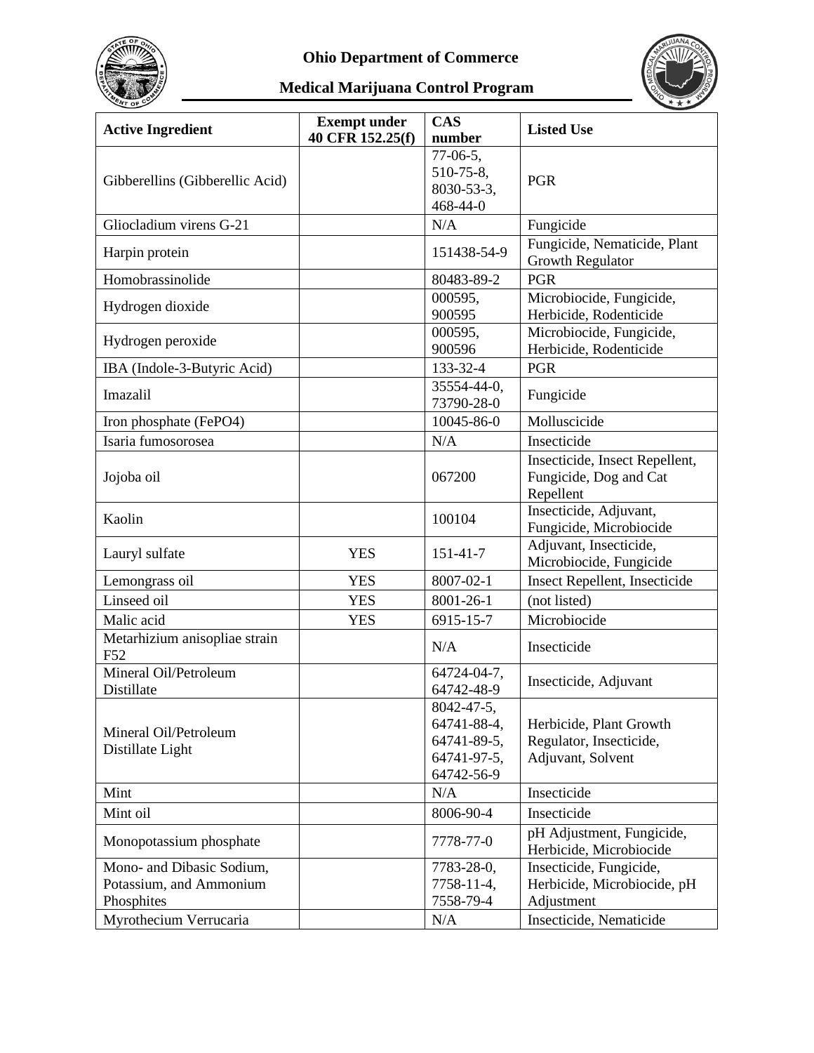Ohio Department of Commerce

Medical Marijuana Control Program

| Active Ingredient | Exempt under 40 CFR 152.25(f) | CAS number | Listed Use |
|---|---|---|---|
| Gibberellins (Gibberellic Acid) | | 77-06-5, 510-75-8, 8030-53-3, 468-44-0 | PGR |
| Gliocladium virens G-21 | | N/A | Fungicide |
| Harpin protein | | 151438-54-9 | Fungicide, Nematicide, Plant Growth Regulator |
| Homobrassinolide | | 80483-89-2 | PGR |
| Hydrogen dioxide | | 000595, 900595 | Microbiocide, Fungicide, Herbicide, Rodenticide |
| Hydrogen peroxide | | 000595, 900596 | Microbiocide, Fungicide, Herbicide, Rodenticide |
| IBA (Indole-3-Butyric Acid) | | 133-32-4 | PGR |
| Imazalil | | 35554-44-0, 73790-28-0 | Fungicide |
| Iron phosphate (FePO4) | | 10045-86-0 | Molluscicide |
| Isaria fumosorosea | | N/A | Insecticide |
| Jojoba oil | | 067200 | Insecticide, Insect Repellent, Fungicide, Dog and Cat Repellent |
| Kaolin | | 100104 | Insecticide, Adjuvant, Fungicide, Microbiocide |
| Lauryl sulfate | YES | 151-41-7 | Adjuvant, Insecticide, Microbiocide, Fungicide |
| Lemongrass oil | YES | 8007-02-1 | Insect Repellent, Insecticide |
| Linseed oil | YES | 8001-26-1 | (not listed) |
| Malic acid | YES | 6915-15-7 | Microbiocide |
| Metarhizium anisopliae strain F52 | | N/A | Insecticide |
| Mineral Oil/Petroleum Distillate | | 64724-04-7, 64742-48-9 | Insecticide, Adjuvant |
| Mineral Oil/Petroleum Distillate Light | | 8042-47-5, 64741-88-4, 64741-89-5, 64741-97-5, 64742-56-9 | Herbicide, Plant Growth Regulator, Insecticide, Adjuvant, Solvent |
| Mint | | N/A | Insecticide |
| Mint oil | | 8006-90-4 | Insecticide |
| Monopotassium phosphate | | 7778-77-0 | pH Adjustment, Fungicide, Herbicide, Microbiocide |
| Mono- and Dibasic Sodium, Potassium, and Ammonium Phosphites | | 7783-28-0, 7758-11-4, 7558-79-4 | Insecticide, Fungicide, Herbicide, Microbiocide, pH Adjustment |
| Myrothecium Verrucaria | | N/A | Insecticide, Nematicide |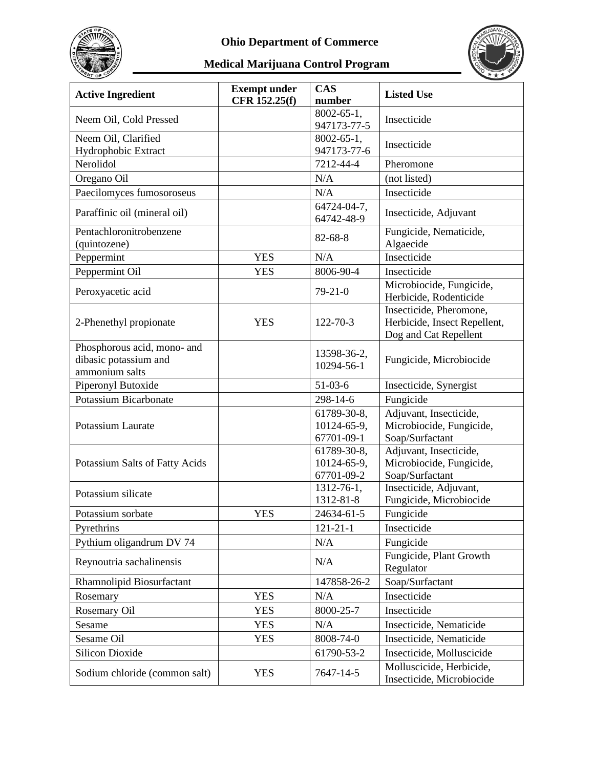| Active Ingredient | Exempt under CFR 152.25(f) | CAS number | Listed Use |
|---|---|---|---|
| Neem Oil, Cold Pressed | | 8002-65-1, 947173-77-5 | Insecticide |
| Neem Oil, Clarified Hydrophobic Extract | | 8002-65-1, 947173-77-6 | Insecticide |
| Nerolidol | | 7212-44-4 | Pheromone |
| Oregano Oil | | N/A | (not listed) |
| Paecilomyces fumosoroseus | | N/A | Insecticide |
| Paraffinic oil (mineral oil) | | 64724-04-7, 64742-48-9 | Insecticide, Adjuvant |
| Pentachloronitrobenzene (quintozene) | | 82-68-8 | Fungicide, Nematicide, Algaecide |
| Peppermint | YES | N/A | Insecticide |
| Peppermint Oil | YES | 8006-90-4 | Insecticide |
| Peroxyacetic acid | | 79-21-0 | Microbiocide, Fungicide, Herbicide, Rodenticide |
| 2-Phenethyl propionate | YES | 122-70-3 | Insecticide, Pheromone, Herbicide, Insect Repellent, Dog and Cat Repellent |
| Phosphorous acid, mono- and dibasic potassium and ammonium salts | | 13598-36-2, 10294-56-1 | Fungicide, Microbiocide |
| Piperonyl Butoxide | | 51-03-6 | Insecticide, Synergist |
| Potassium Bicarbonate | | 298-14-6 | Fungicide |
| Potassium Laurate | | 61789-30-8, 10124-65-9, 67701-09-1 | Adjuvant, Insecticide, Microbiocide, Fungicide, Soap/Surfactant |
| Potassium Salts of Fatty Acids | | 61789-30-8, 10124-65-9, 67701-09-2 | Adjuvant, Insecticide, Microbiocide, Fungicide, Soap/Surfactant |
| Potassium silicate | | 1312-76-1, 1312-81-8 | Insecticide, Adjuvant, Fungicide, Microbiocide |
| Potassium sorbate | YES | 24634-61-5 | Fungicide |
| Pyrethrins | | 121-21-1 | Insecticide |
| Pythium oligandrum DV 74 | | N/A | Fungicide |
| Reynoutria sachalinensis | | N/A | Fungicide, Plant Growth Regulator |
| Rhamnolipid Biosurfactant | | 147858-26-2 | Soap/Surfactant |
| Rosemary | YES | N/A | Insecticide |
| Rosemary Oil | YES | 8000-25-7 | Insecticide |
| Sesame | YES | N/A | Insecticide, Nematicide |
| Sesame Oil | YES | 8008-74-0 | Insecticide, Nematicide |
| Silicon Dioxide | | 61790-53-2 | Insecticide, Molluscicide |
| Sodium chloride (common salt) | YES | 7647-14-5 | Molluscicide, Herbicide, Insecticide, Microbiocide |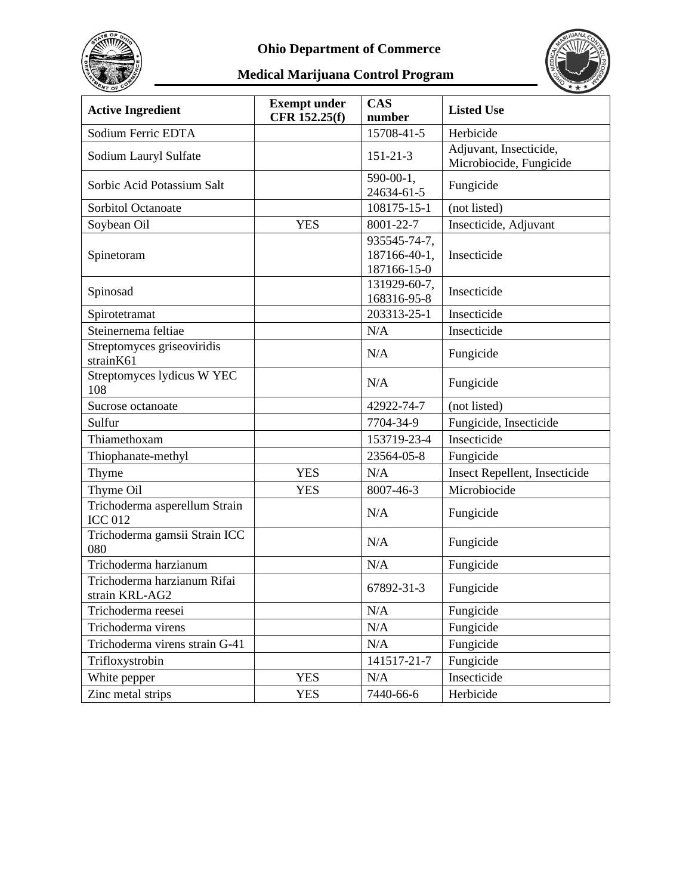| Active Ingredient | Exempt under CFR 152.25(f) | CAS number | Listed Use |
|---|---|---|---|
| Sodium Ferric EDTA | | 15708-41-5 | Herbicide |
| Sodium Lauryl Sulfate | | 151-21-3 | Adjuvant, Insecticide, Microbiocide, Fungicide |
| Sorbic Acid Potassium Salt | | 590-00-1, 24634-61-5 | Fungicide |
| Sorbitol Octanoate | | 108175-15-1 | (not listed) |
| Soybean Oil | YES | 8001-22-7 | Insecticide, Adjuvant |
| Spinetoram | | 935545-74-7, 187166-40-1, 187166-15-0 | Insecticide |
| Spinosad | | 131929-60-7, 168316-95-8 | Insecticide |
| Spirotetramat | | 203313-25-1 | Insecticide |
| Steinernema feltiae | | N/A | Insecticide |
| Streptomyces griseoviridis strainK61 | | N/A | Fungicide |
| Streptomyces lydicus W YEC 108 | | N/A | Fungicide |
| Sucrose octanoate | | 42922-74-7 | (not listed) |
| Sulfur | | 7704-34-9 | Fungicide, Insecticide |
| Thiamethoxam | | 153719-23-4 | Insecticide |
| Thiophanate-methyl | | 23564-05-8 | Fungicide |
| Thyme | YES | N/A | Insect Repellent, Insecticide |
| Thyme Oil | YES | 8007-46-3 | Microbiocide |
| Trichoderma asperellum Strain ICC 012 | | N/A | Fungicide |
| Trichoderma gamsii Strain ICC 080 | | N/A | Fungicide |
| Trichoderma harzianum | | N/A | Fungicide |
| Trichoderma harzianum Rifai strain KRL-AG2 | | 67892-31-3 | Fungicide |
| Trichoderma reesei | | N/A | Fungicide |
| Trichoderma virens | | N/A | Fungicide |
| Trichoderma virens strain G-41 | | N/A | Fungicide |
| Trifloxystrobin | | 141517-21-7 | Fungicide |
| White pepper | YES | N/A | Insecticide |
| Zinc metal strips | YES | 7440-66-6 | Herbicide |